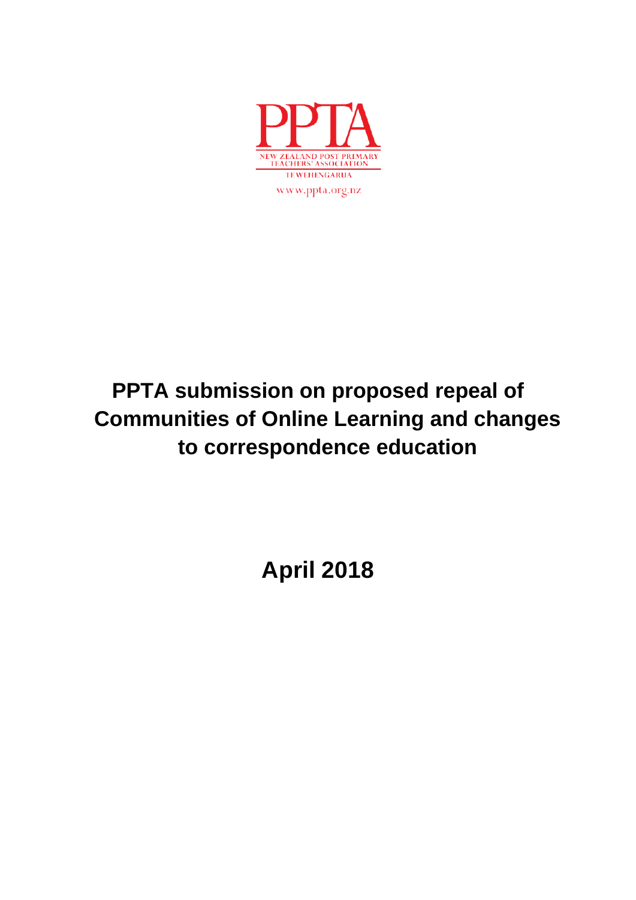PPTA

NEW ZEALAND POST PRIMARY TEACHERS' ASSOCIATION

TE WEHENGARUA

www.ppta.org.nz

# PPTA submission on proposed repeal of Communities of Online Learning and changes to correspondence education

## April 2018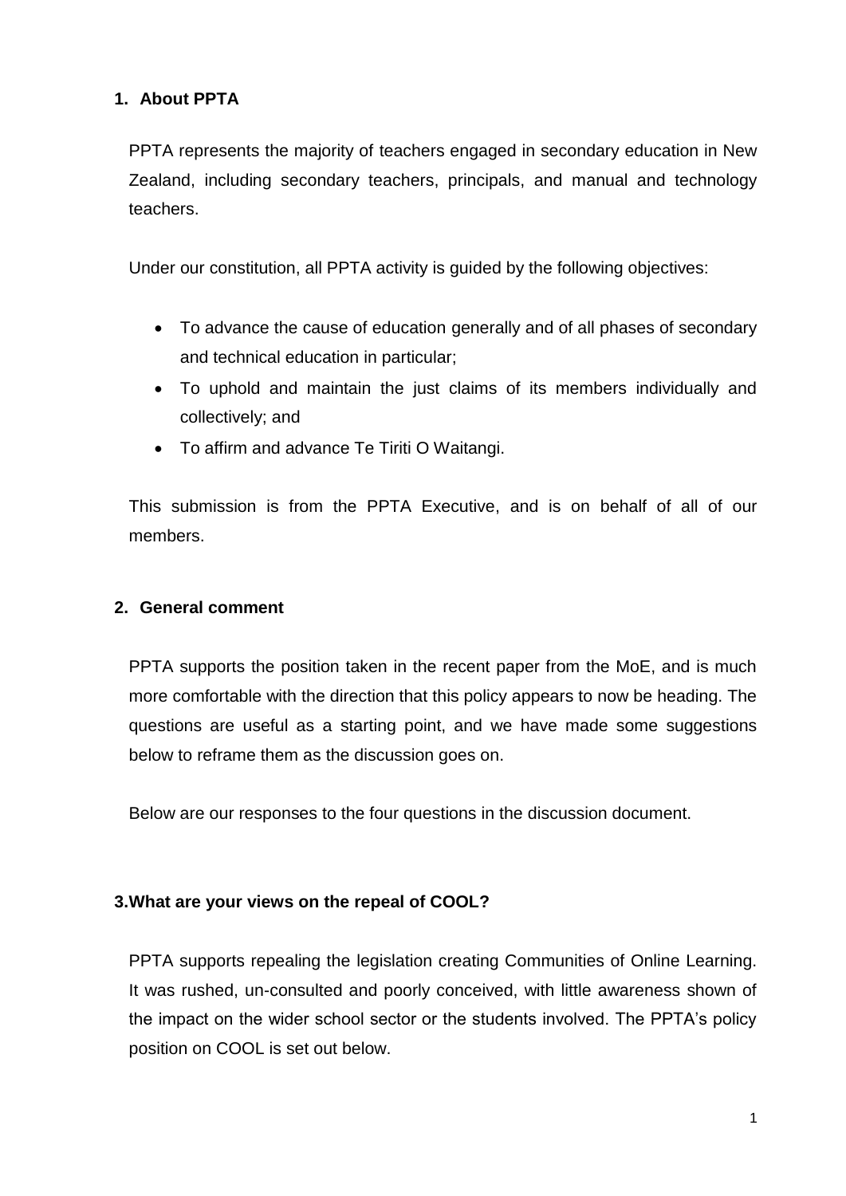## 1. About PPTA

PPTA represents the majority of teachers engaged in secondary education in New Zealand, including secondary teachers, principals, and manual and technology teachers.

Under our constitution, all PPTA activity is guided by the following objectives:

- To advance the cause of education generally and of all phases of secondary and technical education in particular;
- To uphold and maintain the just claims of its members individually and collectively; and
- To affirm and advance Te Tiriti O Waitangi.

This submission is from the PPTA Executive, and is on behalf of all of our members.

## 2. General comment

PPTA supports the position taken in the recent paper from the MoE, and is much more comfortable with the direction that this policy appears to now be heading. The questions are useful as a starting point, and we have made some suggestions below to reframe them as the discussion goes on.

Below are our responses to the four questions in the discussion document.

## 3.What are your views on the repeal of COOL?

PPTA supports repealing the legislation creating Communities of Online Learning. It was rushed, un-consulted and poorly conceived, with little awareness shown of the impact on the wider school sector or the students involved. The PPTA's policy position on COOL is set out below.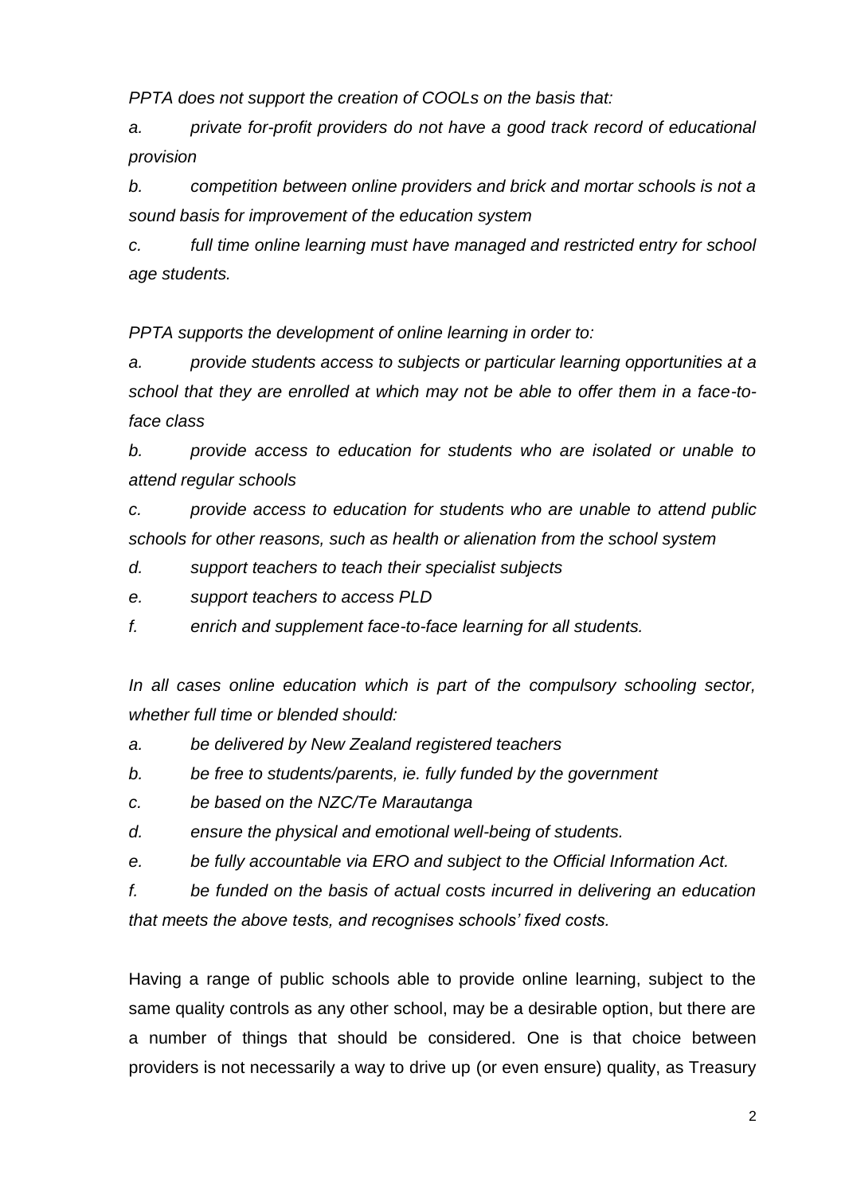*PPTA does not support the creation of COOLs on the basis that:*

*a. private for-profit providers do not have a good track record of educational provision*

*b. competition between online providers and brick and mortar schools is not a sound basis for improvement of the education system*

*c. full time online learning must have managed and restricted entry for school age students.*

*PPTA supports the development of online learning in order to:*

*a. provide students access to subjects or particular learning opportunities at a school that they are enrolled at which may not be able to offer them in a face-to-face class*

*b. provide access to education for students who are isolated or unable to attend regular schools*

*c. provide access to education for students who are unable to attend public schools for other reasons, such as health or alienation from the school system*

*d. support teachers to teach their specialist subjects*

*e. support teachers to access PLD*

*f. enrich and supplement face-to-face learning for all students.*

*In all cases online education which is part of the compulsory schooling sector, whether full time or blended should:*

*a. be delivered by New Zealand registered teachers*

*b. be free to students/parents, ie. fully funded by the government*

*c. be based on the NZC/Te Marautanga*

*d. ensure the physical and emotional well-being of students.*

*e. be fully accountable via ERO and subject to the Official Information Act.*

*f. be funded on the basis of actual costs incurred in delivering an education that meets the above tests, and recognises schools' fixed costs.*

Having a range of public schools able to provide online learning, subject to the same quality controls as any other school, may be a desirable option, but there are a number of things that should be considered. One is that choice between providers is not necessarily a way to drive up (or even ensure) quality, as Treasury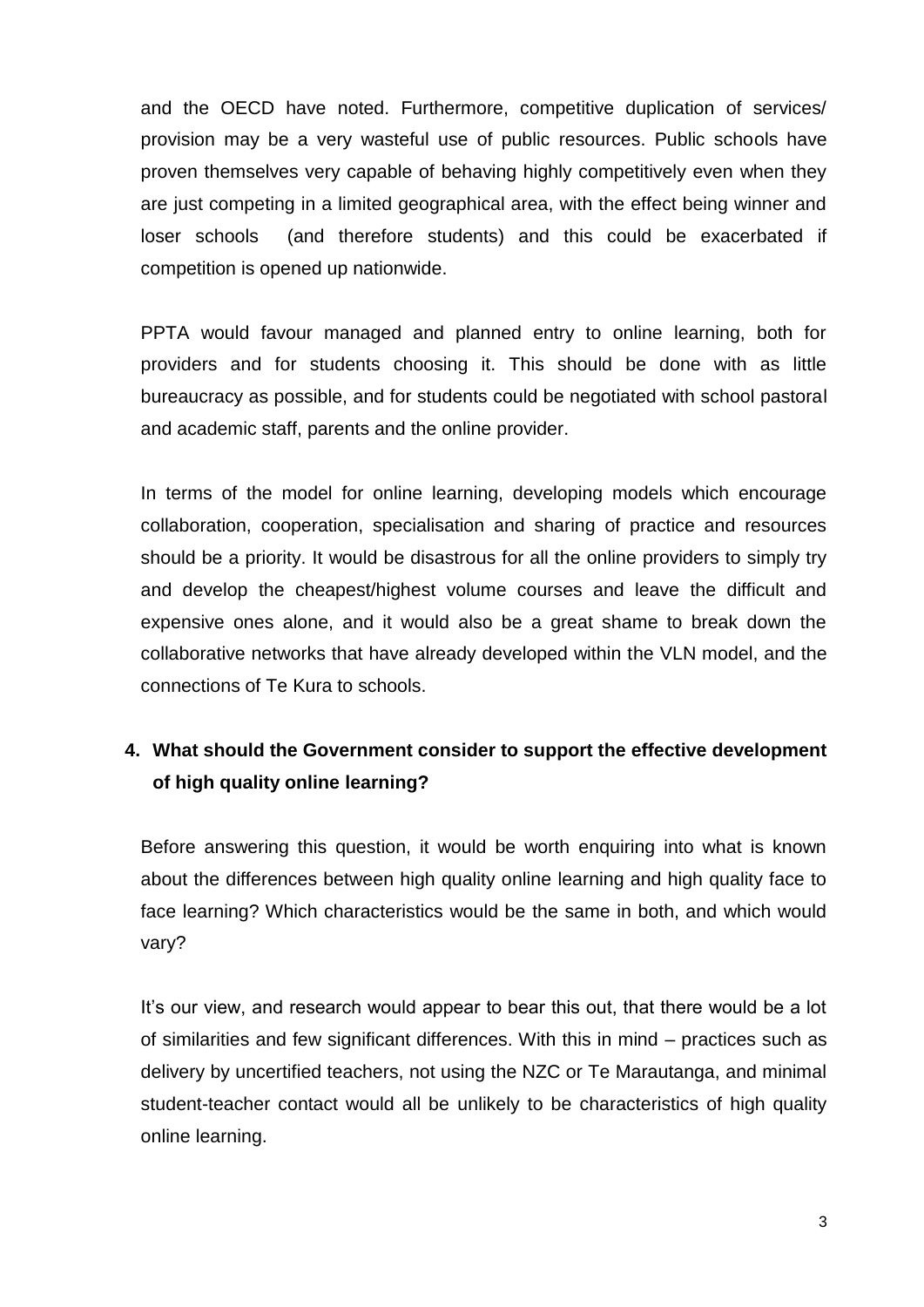and the OECD have noted. Furthermore, competitive duplication of services/ provision may be a very wasteful use of public resources. Public schools have proven themselves very capable of behaving highly competitively even when they are just competing in a limited geographical area, with the effect being winner and loser schools (and therefore students) and this could be exacerbated if competition is opened up nationwide.

PPTA would favour managed and planned entry to online learning, both for providers and for students choosing it. This should be done with as little bureaucracy as possible, and for students could be negotiated with school pastoral and academic staff, parents and the online provider.

In terms of the model for online learning, developing models which encourage collaboration, cooperation, specialisation and sharing of practice and resources should be a priority. It would be disastrous for all the online providers to simply try and develop the cheapest/highest volume courses and leave the difficult and expensive ones alone, and it would also be a great shame to break down the collaborative networks that have already developed within the VLN model, and the connections of Te Kura to schools.

**4. What should the Government consider to support the effective development of high quality online learning?**

Before answering this question, it would be worth enquiring into what is known about the differences between high quality online learning and high quality face to face learning? Which characteristics would be the same in both, and which would vary?

It's our view, and research would appear to bear this out, that there would be a lot of similarities and few significant differences. With this in mind – practices such as delivery by uncertified teachers, not using the NZC or Te Marautanga, and minimal student-teacher contact would all be unlikely to be characteristics of high quality online learning.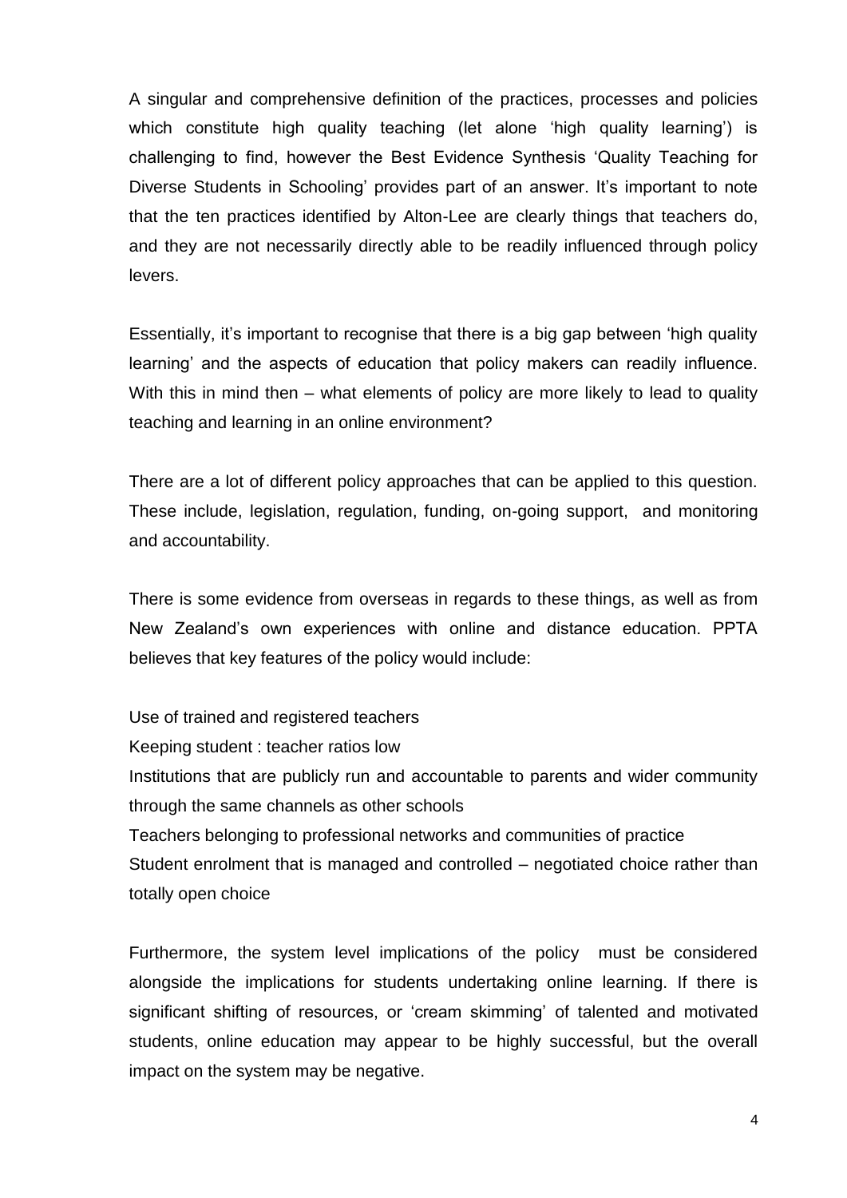A singular and comprehensive definition of the practices, processes and policies which constitute high quality teaching (let alone 'high quality learning') is challenging to find, however the Best Evidence Synthesis 'Quality Teaching for Diverse Students in Schooling' provides part of an answer. It's important to note that the ten practices identified by Alton-Lee are clearly things that teachers do, and they are not necessarily directly able to be readily influenced through policy levers.

Essentially, it's important to recognise that there is a big gap between 'high quality learning' and the aspects of education that policy makers can readily influence. With this in mind then – what elements of policy are more likely to lead to quality teaching and learning in an online environment?

There are a lot of different policy approaches that can be applied to this question. These include, legislation, regulation, funding, on-going support, and monitoring and accountability.

There is some evidence from overseas in regards to these things, as well as from New Zealand's own experiences with online and distance education. PPTA believes that key features of the policy would include:

Use of trained and registered teachers

Keeping student : teacher ratios low

Institutions that are publicly run and accountable to parents and wider community through the same channels as other schools

Teachers belonging to professional networks and communities of practice

Student enrolment that is managed and controlled – negotiated choice rather than totally open choice

Furthermore, the system level implications of the policy must be considered alongside the implications for students undertaking online learning. If there is significant shifting of resources, or 'cream skimming' of talented and motivated students, online education may appear to be highly successful, but the overall impact on the system may be negative.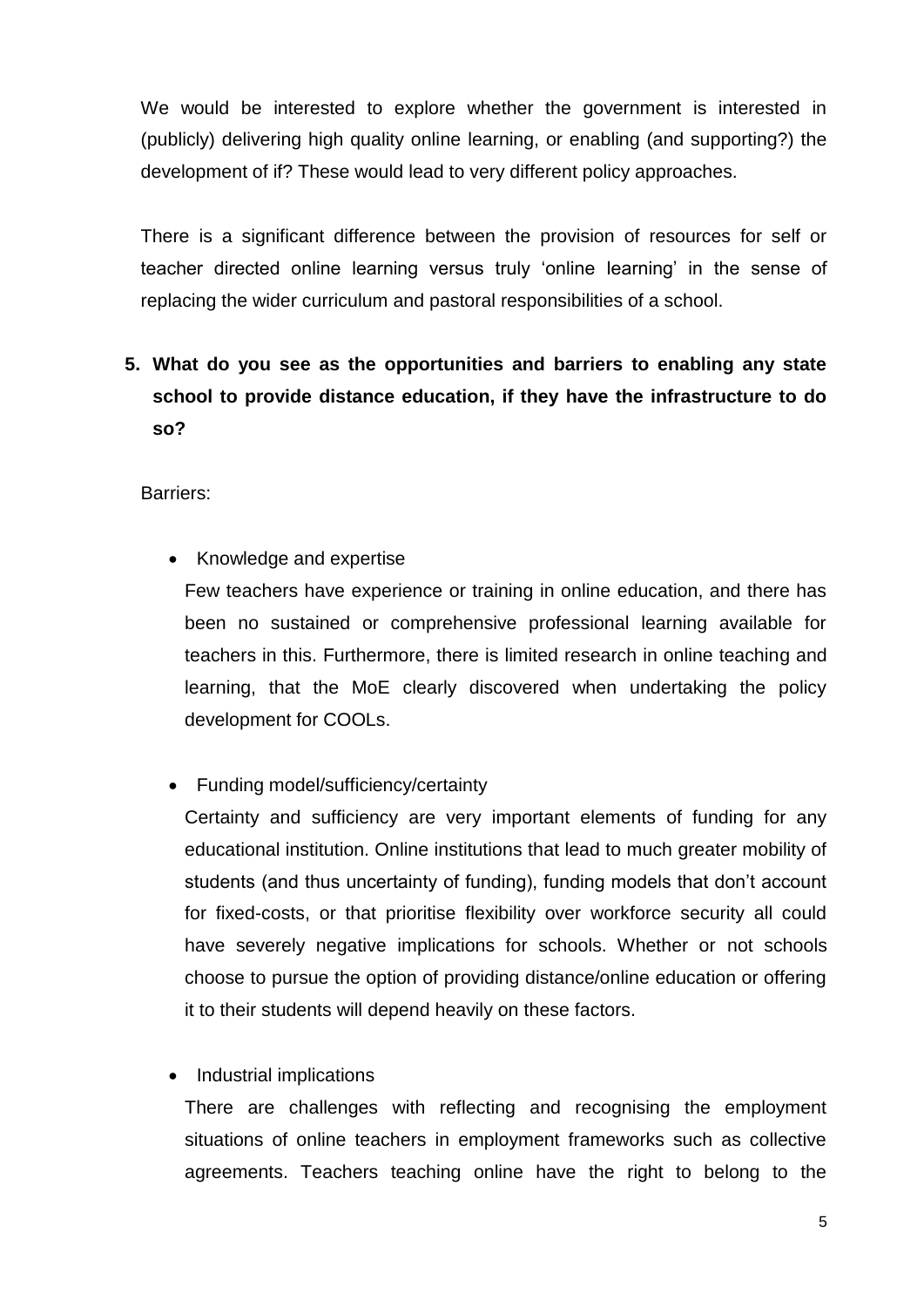We would be interested to explore whether the government is interested in (publicly) delivering high quality online learning, or enabling (and supporting?) the development of if? These would lead to very different policy approaches.

There is a significant difference between the provision of resources for self or teacher directed online learning versus truly 'online learning' in the sense of replacing the wider curriculum and pastoral responsibilities of a school.

**5. What do you see as the opportunities and barriers to enabling any state school to provide distance education, if they have the infrastructure to do so?**

Barriers:

- Knowledge and expertise

  Few teachers have experience or training in online education, and there has been no sustained or comprehensive professional learning available for teachers in this. Furthermore, there is limited research in online teaching and learning, that the MoE clearly discovered when undertaking the policy development for COOLs.

- Funding model/sufficiency/certainty

  Certainty and sufficiency are very important elements of funding for any educational institution. Online institutions that lead to much greater mobility of students (and thus uncertainty of funding), funding models that don't account for fixed-costs, or that prioritise flexibility over workforce security all could have severely negative implications for schools. Whether or not schools choose to pursue the option of providing distance/online education or offering it to their students will depend heavily on these factors.

- Industrial implications

  There are challenges with reflecting and recognising the employment situations of online teachers in employment frameworks such as collective agreements. Teachers teaching online have the right to belong to the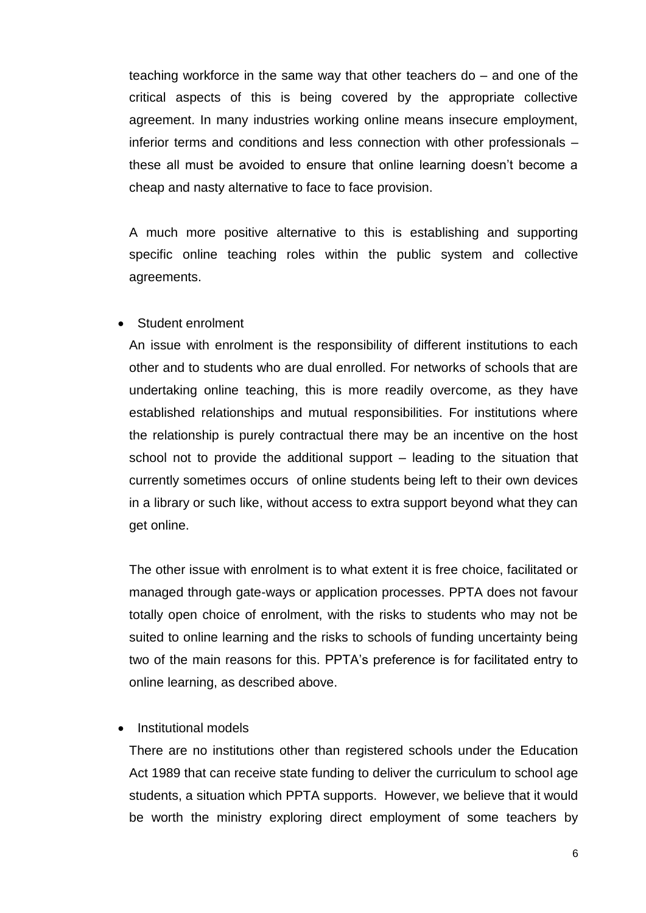teaching workforce in the same way that other teachers do – and one of the critical aspects of this is being covered by the appropriate collective agreement. In many industries working online means insecure employment, inferior terms and conditions and less connection with other professionals – these all must be avoided to ensure that online learning doesn't become a cheap and nasty alternative to face to face provision.

A much more positive alternative to this is establishing and supporting specific online teaching roles within the public system and collective agreements.

- Student enrolment

An issue with enrolment is the responsibility of different institutions to each other and to students who are dual enrolled. For networks of schools that are undertaking online teaching, this is more readily overcome, as they have established relationships and mutual responsibilities. For institutions where the relationship is purely contractual there may be an incentive on the host school not to provide the additional support – leading to the situation that currently sometimes occurs of online students being left to their own devices in a library or such like, without access to extra support beyond what they can get online.

The other issue with enrolment is to what extent it is free choice, facilitated or managed through gate-ways or application processes. PPTA does not favour totally open choice of enrolment, with the risks to students who may not be suited to online learning and the risks to schools of funding uncertainty being two of the main reasons for this. PPTA's preference is for facilitated entry to online learning, as described above.

- Institutional models

There are no institutions other than registered schools under the Education Act 1989 that can receive state funding to deliver the curriculum to school age students, a situation which PPTA supports. However, we believe that it would be worth the ministry exploring direct employment of some teachers by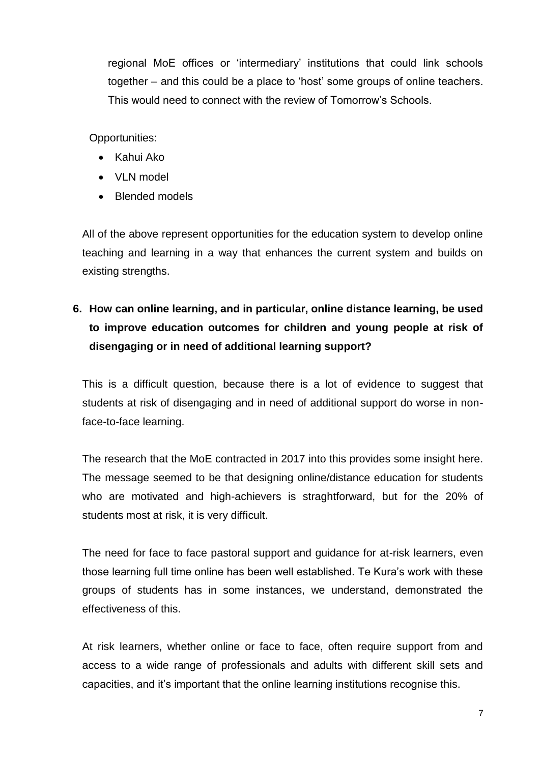regional MoE offices or 'intermediary' institutions that could link schools together – and this could be a place to 'host' some groups of online teachers. This would need to connect with the review of Tomorrow's Schools.

Opportunities:

- Kahui Ako
- VLN model
- Blended models

All of the above represent opportunities for the education system to develop online teaching and learning in a way that enhances the current system and builds on existing strengths.

**6. How can online learning, and in particular, online distance learning, be used to improve education outcomes for children and young people at risk of disengaging or in need of additional learning support?**

This is a difficult question, because there is a lot of evidence to suggest that students at risk of disengaging and in need of additional support do worse in non-face-to-face learning.

The research that the MoE contracted in 2017 into this provides some insight here. The message seemed to be that designing online/distance education for students who are motivated and high-achievers is straghtforward, but for the 20% of students most at risk, it is very difficult.

The need for face to face pastoral support and guidance for at-risk learners, even those learning full time online has been well established. Te Kura's work with these groups of students has in some instances, we understand, demonstrated the effectiveness of this.

At risk learners, whether online or face to face, often require support from and access to a wide range of professionals and adults with different skill sets and capacities, and it's important that the online learning institutions recognise this.